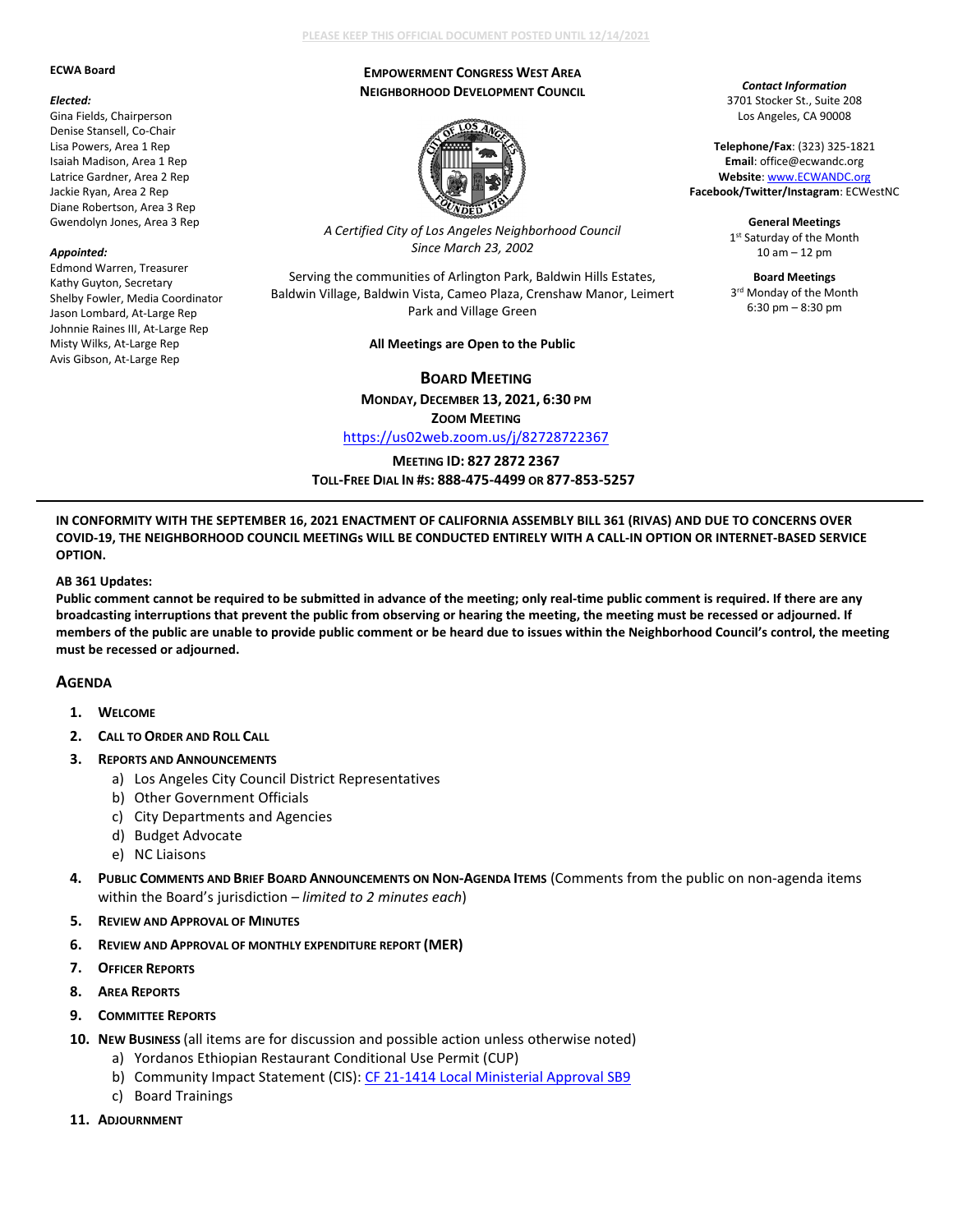PLEASE KEEP THIS OFFICIAL DOCUMENT POSTED UNTIL 12/14/2021

**ECWA Board**

***Elected:***

Gina Fields, Chairperson
Denise Stansell, Co-Chair
Lisa Powers, Area 1 Rep
Isaiah Madison, Area 1 Rep
Latrice Gardner, Area 2 Rep
Jackie Ryan, Area 2 Rep
Diane Robertson, Area 3 Rep
Gwendolyn Jones, Area 3 Rep

***Appointed:***

Edmond Warren, Treasurer
Kathy Guyton, Secretary
Shelby Fowler, Media Coordinator
Jason Lombard, At-Large Rep
Johnnie Raines III, At-Large Rep
Misty Wilks, At-Large Rep
Avis Gibson, At-Large Rep

**EMPOWERMENT CONGRESS WEST AREA NEIGHBORHOOD DEVELOPMENT COUNCIL**

*A Certified City of Los Angeles Neighborhood Council Since March 23, 2002*

Serving the communities of Arlington Park, Baldwin Hills Estates, Baldwin Village, Baldwin Vista, Cameo Plaza, Crenshaw Manor, Leimert Park and Village Green

**All Meetings are Open to the Public**

***Contact Information***
3701 Stocker St., Suite 208
Los Angeles, CA 90008

**Telephone/Fax**: (323) 325-1821
**Email**: office@ecwandc.org
**Website**: www.ECWANDC.org
**Facebook/Twitter/Instagram**: ECWestNC

**General Meetings**
1st Saturday of the Month
10 am – 12 pm

**Board Meetings**
3rd Monday of the Month
6:30 pm – 8:30 pm

## BOARD MEETING

**MONDAY, DECEMBER 13, 2021, 6:30 PM**
**ZOOM MEETING**
https://us02web.zoom.us/j/82728722367
**MEETING ID: 827 2872 2367**
**TOLL-FREE DIAL IN #S: 888-475-4499 OR 877-853-5257**

---

**IN CONFORMITY WITH THE SEPTEMBER 16, 2021 ENACTMENT OF CALIFORNIA ASSEMBLY BILL 361 (RIVAS) AND DUE TO CONCERNS OVER COVID-19, THE NEIGHBORHOOD COUNCIL MEETINGs WILL BE CONDUCTED ENTIRELY WITH A CALL-IN OPTION OR INTERNET-BASED SERVICE OPTION.**

**AB 361 Updates:**
**Public comment cannot be required to be submitted in advance of the meeting; only real-time public comment is required. If there are any broadcasting interruptions that prevent the public from observing or hearing the meeting, the meeting must be recessed or adjourned. If members of the public are unable to provide public comment or be heard due to issues within the Neighborhood Council's control, the meeting must be recessed or adjourned.**

## AGENDA

1. **WELCOME**
2. **CALL TO ORDER AND ROLL CALL**
3. **REPORTS AND ANNOUNCEMENTS**
   a) Los Angeles City Council District Representatives
   b) Other Government Officials
   c) City Departments and Agencies
   d) Budget Advocate
   e) NC Liaisons
4. **PUBLIC COMMENTS AND BRIEF BOARD ANNOUNCEMENTS ON NON-AGENDA ITEMS** (Comments from the public on non-agenda items within the Board's jurisdiction – *limited to 2 minutes each*)
5. **REVIEW AND APPROVAL OF MINUTES**
6. **REVIEW AND APPROVAL OF MONTHLY EXPENDITURE REPORT (MER)**
7. **OFFICER REPORTS**
8. **AREA REPORTS**
9. **COMMITTEE REPORTS**
10. **NEW BUSINESS** (all items are for discussion and possible action unless otherwise noted)
    a) Yordanos Ethiopian Restaurant Conditional Use Permit (CUP)
    b) Community Impact Statement (CIS): CF 21-1414 Local Ministerial Approval SB9
    c) Board Trainings
11. **ADJOURNMENT**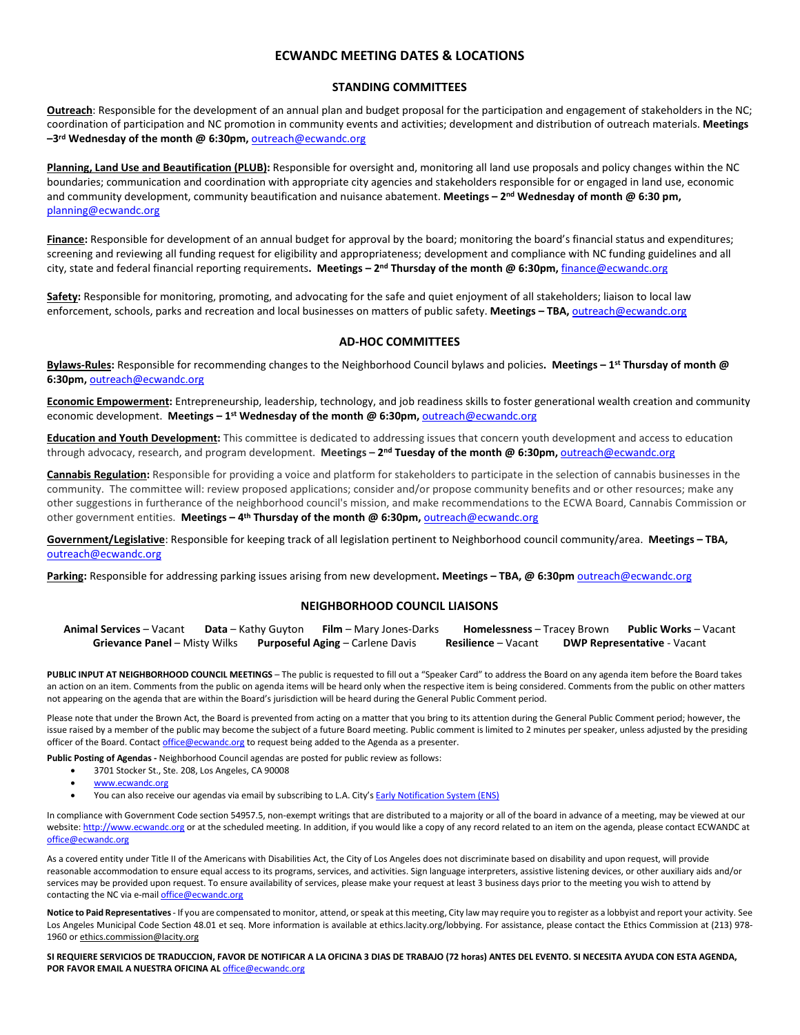# ECWANDC MEETING DATES & LOCATIONS

## STANDING COMMITTEES

**Outreach**: Responsible for the development of an annual plan and budget proposal for the participation and engagement of stakeholders in the NC; coordination of participation and NC promotion in community events and activities; development and distribution of outreach materials. **Meetings –3rd Wednesday of the month @ 6:30pm,** outreach@ecwandc.org

**Planning, Land Use and Beautification (PLUB):** Responsible for oversight and, monitoring all land use proposals and policy changes within the NC boundaries; communication and coordination with appropriate city agencies and stakeholders responsible for or engaged in land use, economic and community development, community beautification and nuisance abatement. **Meetings – 2nd Wednesday of month @ 6:30 pm,** planning@ecwandc.org

**Finance:** Responsible for development of an annual budget for approval by the board; monitoring the board's financial status and expenditures; screening and reviewing all funding request for eligibility and appropriateness; development and compliance with NC funding guidelines and all city, state and federal financial reporting requirements**. Meetings – 2nd Thursday of the month @ 6:30pm,** finance@ecwandc.org

**Safety:** Responsible for monitoring, promoting, and advocating for the safe and quiet enjoyment of all stakeholders; liaison to local law enforcement, schools, parks and recreation and local businesses on matters of public safety. **Meetings – TBA,** outreach@ecwandc.org

## AD-HOC COMMITTEES

**Bylaws-Rules:** Responsible for recommending changes to the Neighborhood Council bylaws and policies**. Meetings – 1st Thursday of month @ 6:30pm,** outreach@ecwandc.org

**Economic Empowerment:** Entrepreneurship, leadership, technology, and job readiness skills to foster generational wealth creation and community economic development. **Meetings – 1st Wednesday of the month @ 6:30pm,** outreach@ecwandc.org

**Education and Youth Development:** This committee is dedicated to addressing issues that concern youth development and access to education through advocacy, research, and program development. **Meetings – 2nd Tuesday of the month @ 6:30pm,** outreach@ecwandc.org

**Cannabis Regulation:** Responsible for providing a voice and platform for stakeholders to participate in the selection of cannabis businesses in the community. The committee will: review proposed applications; consider and/or propose community benefits and or other resources; make any other suggestions in furtherance of the neighborhood council's mission, and make recommendations to the ECWA Board, Cannabis Commission or other government entities. **Meetings – 4th Thursday of the month @ 6:30pm,** outreach@ecwandc.org

**Government/Legislative**: Responsible for keeping track of all legislation pertinent to Neighborhood council community/area. **Meetings – TBA,** outreach@ecwandc.org

**Parking:** Responsible for addressing parking issues arising from new development**. Meetings – TBA, @ 6:30pm** outreach@ecwandc.org

## NEIGHBORHOOD COUNCIL LIAISONS

**Animal Services** – Vacant **Data** – Kathy Guyton **Film** – Mary Jones-Darks **Homelessness** – Tracey Brown **Public Works** – Vacant
**Grievance Panel** – Misty Wilks **Purposeful Aging** – Carlene Davis **Resilience** – Vacant **DWP Representative** - Vacant

**PUBLIC INPUT AT NEIGHBORHOOD COUNCIL MEETINGS** – The public is requested to fill out a "Speaker Card" to address the Board on any agenda item before the Board takes an action on an item. Comments from the public on agenda items will be heard only when the respective item is being considered. Comments from the public on other matters not appearing on the agenda that are within the Board's jurisdiction will be heard during the General Public Comment period.

Please note that under the Brown Act, the Board is prevented from acting on a matter that you bring to its attention during the General Public Comment period; however, the issue raised by a member of the public may become the subject of a future Board meeting. Public comment is limited to 2 minutes per speaker, unless adjusted by the presiding officer of the Board. Contact office@ecwandc.org to request being added to the Agenda as a presenter.

**Public Posting of Agendas -** Neighborhood Council agendas are posted for public review as follows:

- 3701 Stocker St., Ste. 208, Los Angeles, CA 90008
- www.ecwandc.org
- You can also receive our agendas via email by subscribing to L.A. City's Early Notification System (ENS)

In compliance with Government Code section 54957.5, non-exempt writings that are distributed to a majority or all of the board in advance of a meeting, may be viewed at our website: http://www.ecwandc.org or at the scheduled meeting. In addition, if you would like a copy of any record related to an item on the agenda, please contact ECWANDC at office@ecwandc.org

As a covered entity under Title II of the Americans with Disabilities Act, the City of Los Angeles does not discriminate based on disability and upon request, will provide reasonable accommodation to ensure equal access to its programs, services, and activities. Sign language interpreters, assistive listening devices, or other auxiliary aids and/or services may be provided upon request. To ensure availability of services, please make your request at least 3 business days prior to the meeting you wish to attend by contacting the NC via e-mail office@ecwandc.org

**Notice to Paid Representatives** - If you are compensated to monitor, attend, or speak at this meeting, City law may require you to register as a lobbyist and report your activity. See Los Angeles Municipal Code Section 48.01 et seq. More information is available at ethics.lacity.org/lobbying. For assistance, please contact the Ethics Commission at (213) 978-1960 or ethics.commission@lacity.org

**SI REQUIERE SERVICIOS DE TRADUCCION, FAVOR DE NOTIFICAR A LA OFICINA 3 DIAS DE TRABAJO (72 horas) ANTES DEL EVENTO. SI NECESITA AYUDA CON ESTA AGENDA, POR FAVOR EMAIL A NUESTRA OFICINA AL** office@ecwandc.org